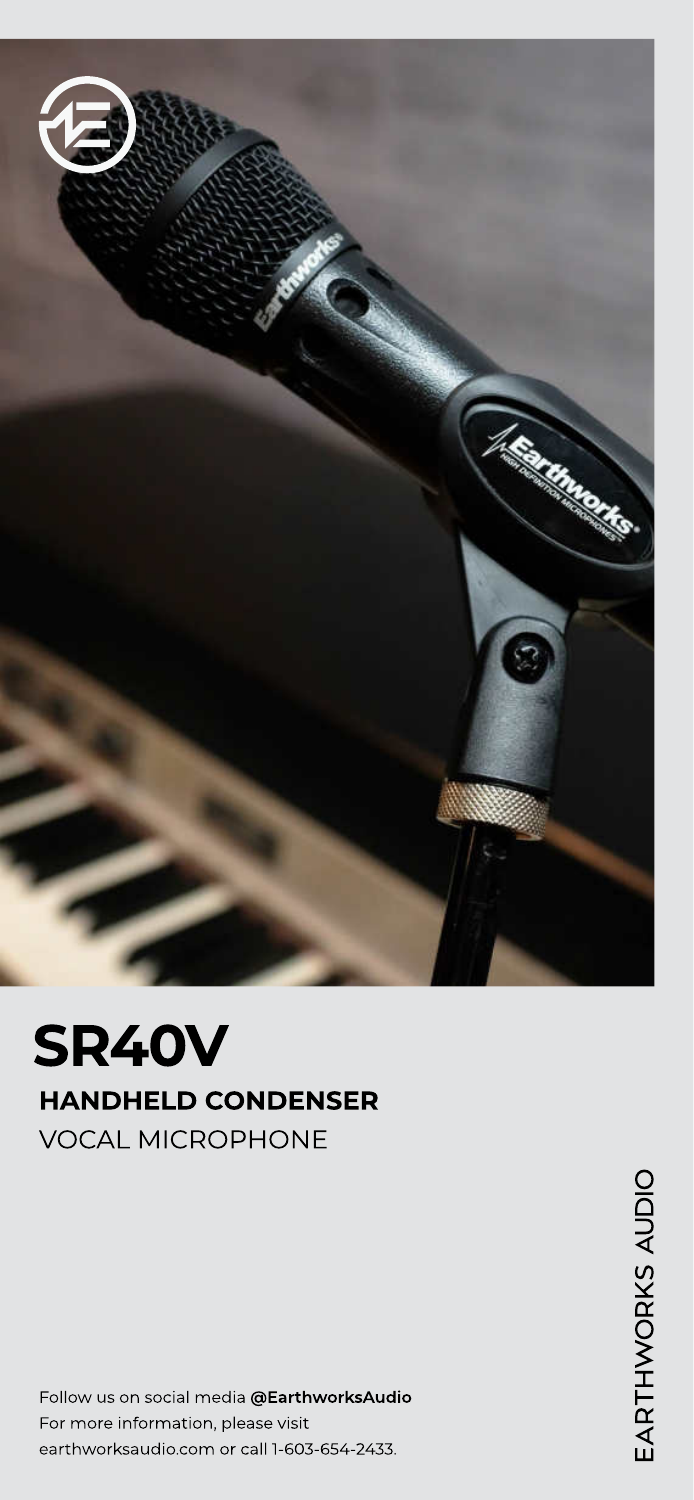# SR40V

## HANDHELD CONDENSER

VOCAL MICROPHONE

EARTHWORKS AUDIO

Follow us on social media **@EarthworksAudio**
For more information, please visit
earthworksaudio.com or call 1-603-654-2433.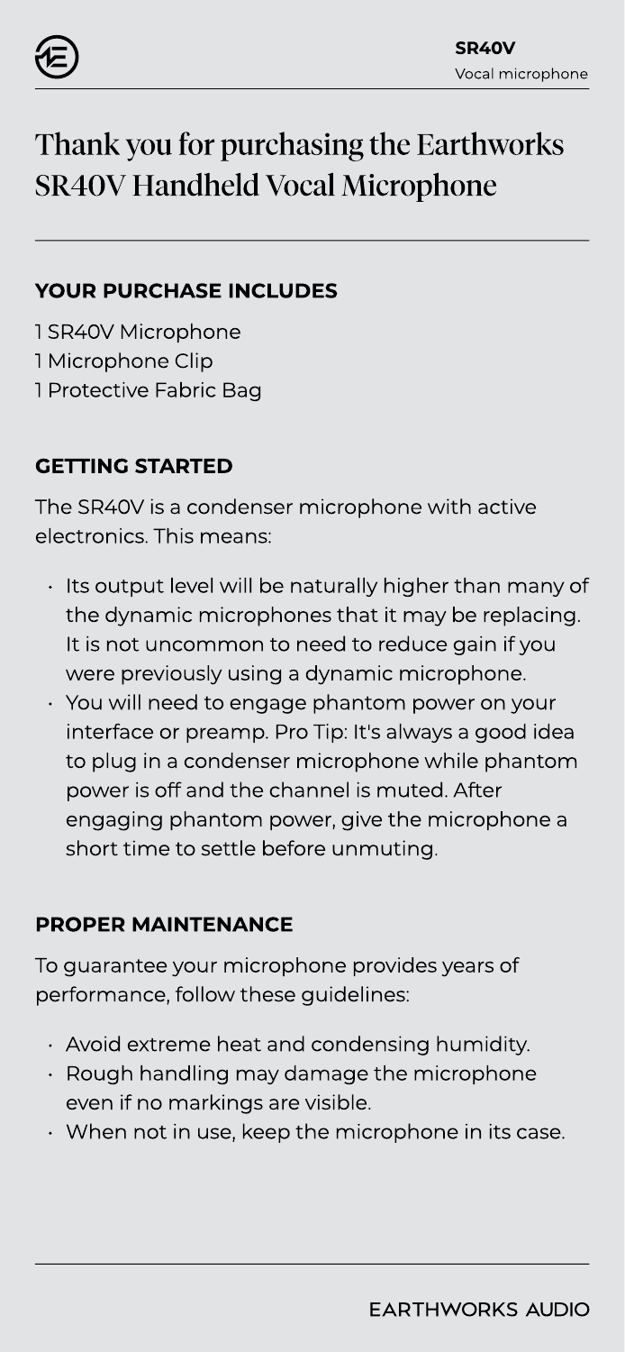# Thank you for purchasing the Earthworks SR40V Handheld Vocal Microphone

## YOUR PURCHASE INCLUDES

1 SR40V Microphone
1 Microphone Clip
1 Protective Fabric Bag

## GETTING STARTED

The SR40V is a condenser microphone with active electronics. This means:

- Its output level will be naturally higher than many of the dynamic microphones that it may be replacing. It is not uncommon to need to reduce gain if you were previously using a dynamic microphone.
- You will need to engage phantom power on your interface or preamp. Pro Tip: It's always a good idea to plug in a condenser microphone while phantom power is off and the channel is muted. After engaging phantom power, give the microphone a short time to settle before unmuting.

## PROPER MAINTENANCE

To guarantee your microphone provides years of performance, follow these guidelines:

- Avoid extreme heat and condensing humidity.
- Rough handling may damage the microphone even if no markings are visible.
- When not in use, keep the microphone in its case.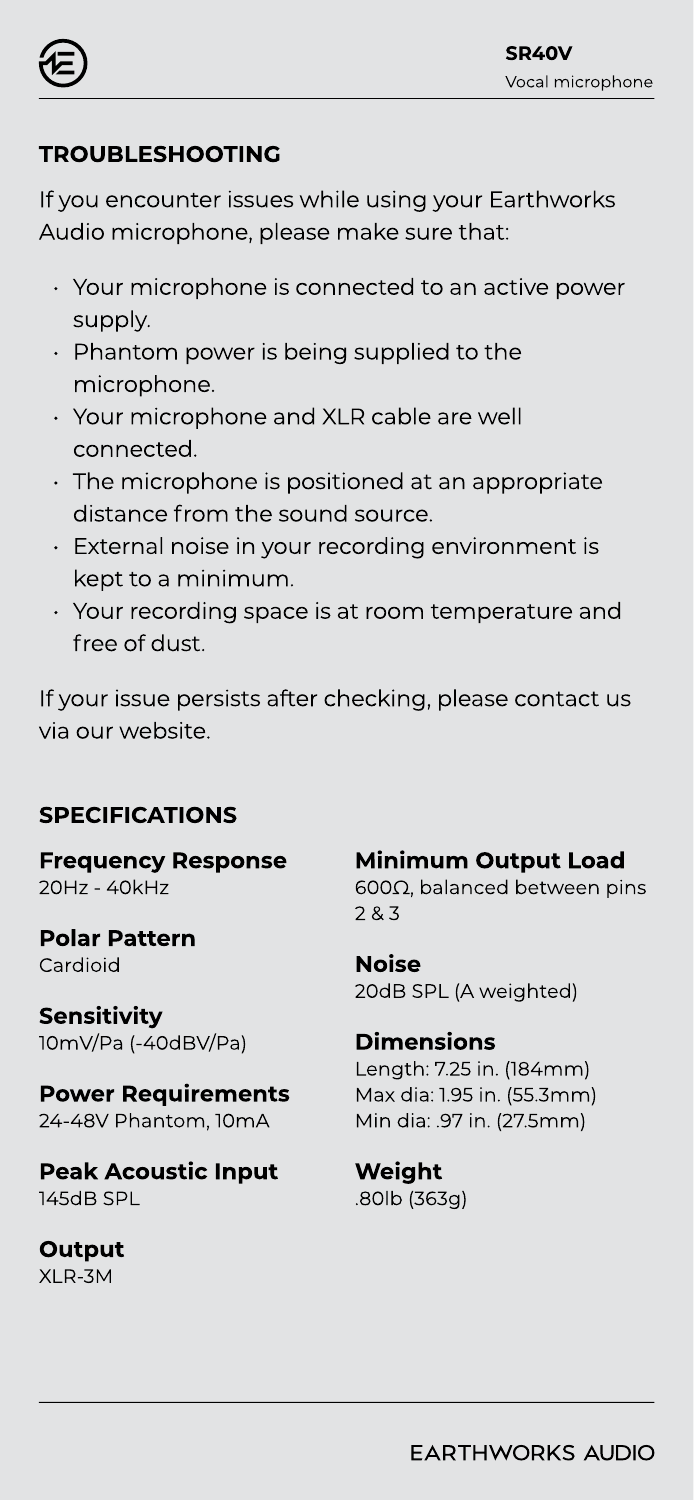## TROUBLESHOOTING

If you encounter issues while using your Earthworks Audio microphone, please make sure that:

- Your microphone is connected to an active power supply.
- Phantom power is being supplied to the microphone.
- Your microphone and XLR cable are well connected.
- The microphone is positioned at an appropriate distance from the sound source.
- External noise in your recording environment is kept to a minimum.
- Your recording space is at room temperature and free of dust.

If your issue persists after checking, please contact us via our website.

## SPECIFICATIONS

**Frequency Response**
20Hz - 40kHz

**Polar Pattern**
Cardioid

**Sensitivity**
10mV/Pa (-40dBV/Pa)

**Power Requirements**
24-48V Phantom, 10mA

**Peak Acoustic Input**
145dB SPL

**Output**
XLR-3M

**Minimum Output Load**
600Ω, balanced between pins 2 & 3

**Noise**
20dB SPL (A weighted)

**Dimensions**
Length: 7.25 in. (184mm)
Max dia: 1.95 in. (55.3mm)
Min dia: .97 in. (27.5mm)

**Weight**
.80lb (363g)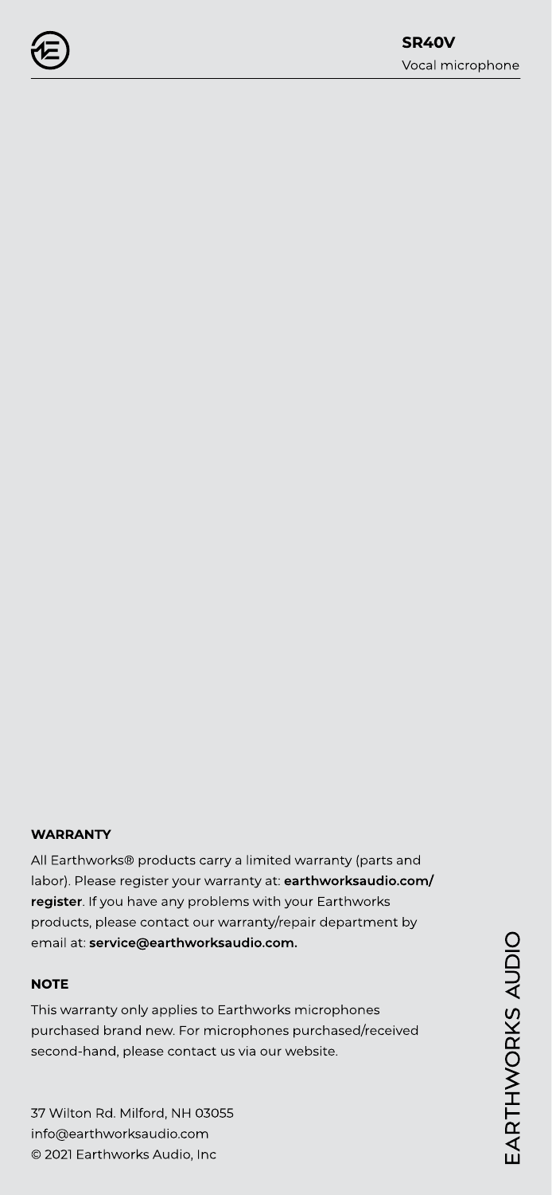**SR40V**
Vocal microphone

## WARRANTY

All Earthworks® products carry a limited warranty (parts and labor). Please register your warranty at: **earthworksaudio.com/register**. If you have any problems with your Earthworks products, please contact our warranty/repair department by email at: **service@earthworksaudio.com.**

## NOTE

This warranty only applies to Earthworks microphones purchased brand new. For microphones purchased/received second-hand, please contact us via our website.

37 Wilton Rd. Milford, NH 03055
info@earthworksaudio.com
© 2021 Earthworks Audio, Inc

EARTHWORKS AUDIO